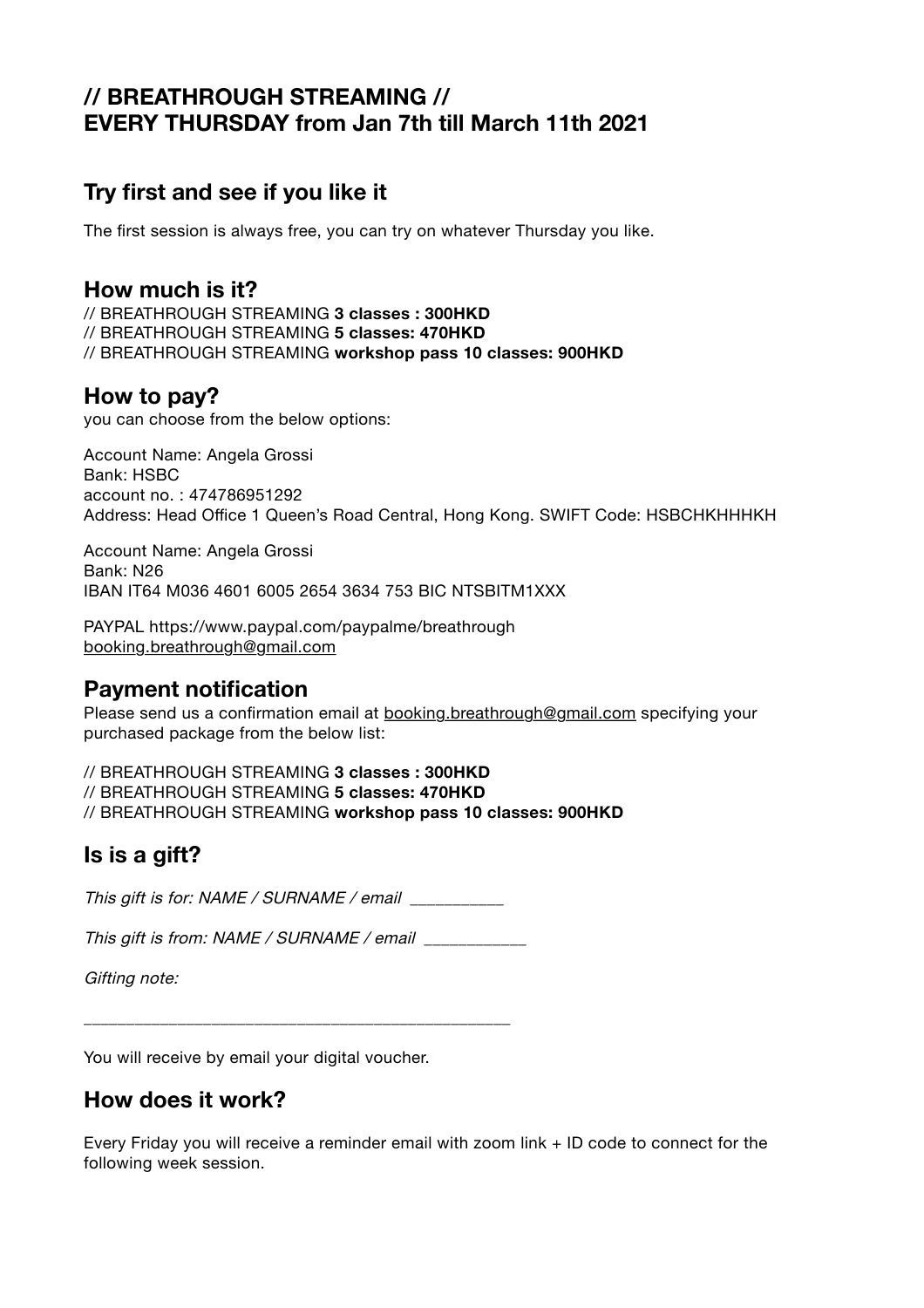# // BREATHROUGH STREAMING //
# EVERY THURSDAY from Jan 7th till March 11th 2021

## Try first and see if you like it

The first session is always free, you can try on whatever Thursday you like.

## How much is it?

// BREATHROUGH STREAMING **3 classes : 300HKD**
// BREATHROUGH STREAMING **5 classes: 470HKD**
// BREATHROUGH STREAMING **workshop pass 10 classes: 900HKD**

## How to pay?

you can choose from the below options:

Account Name: Angela Grossi
Bank: HSBC
account no. : 474786951292
Address: Head Office 1 Queen's Road Central, Hong Kong. SWIFT Code: HSBCHKHHHKH

Account Name: Angela Grossi
Bank: N26
IBAN IT64 M036 4601 6005 2654 3634 753 BIC NTSBITM1XXX

PAYPAL https://www.paypal.com/paypalme/breathrough
booking.breathrough@gmail.com

## Payment notification

Please send us a confirmation email at booking.breathrough@gmail.com specifying your purchased package from the below list:

// BREATHROUGH STREAMING **3 classes : 300HKD**
// BREATHROUGH STREAMING **5 classes: 470HKD**
// BREATHROUGH STREAMING **workshop pass 10 classes: 900HKD**

## Is is a gift?

*This gift is for: NAME / SURNAME / email* __________

*This gift is from: NAME / SURNAME / email* ___________

*Gifting note:*

_______________________________________________

You will receive by email your digital voucher.

## How does it work?

Every Friday you will receive a reminder email with zoom link + ID code to connect for the following week session.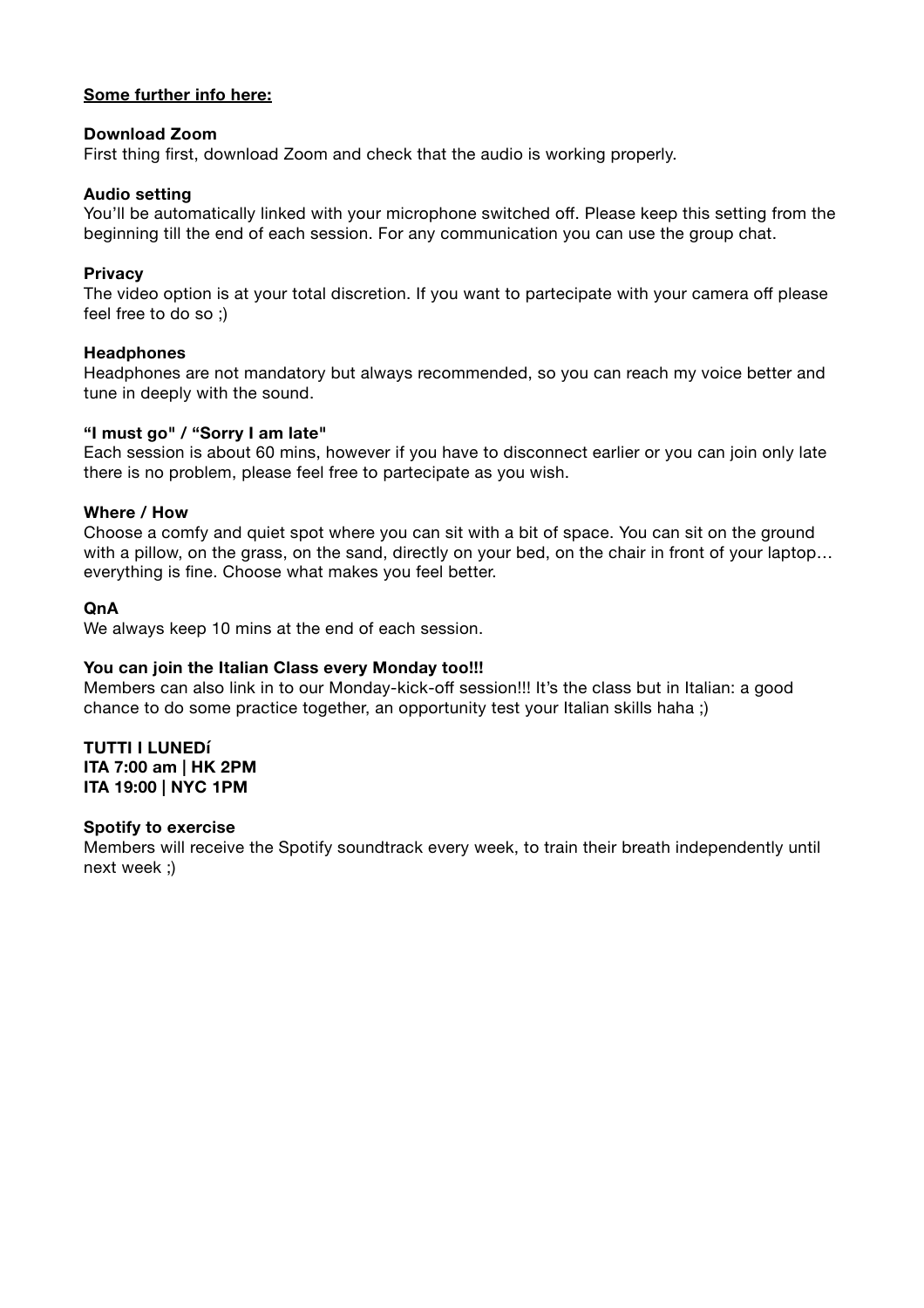**<u>Some further info here:</u>**

**Download Zoom**
First thing first, download Zoom and check that the audio is working properly.

**Audio setting**
You'll be automatically linked with your microphone switched off. Please keep this setting from the beginning till the end of each session. For any communication you can use the group chat.

**Privacy**
The video option is at your total discretion. If you want to partecipate with your camera off please feel free to do so ;)

**Headphones**
Headphones are not mandatory but always recommended, so you can reach my voice better and tune in deeply with the sound.

**"I must go" / "Sorry I am late"**
Each session is about 60 mins, however if you have to disconnect earlier or you can join only late there is no problem, please feel free to partecipate as you wish.

**Where / How**
Choose a comfy and quiet spot where you can sit with a bit of space. You can sit on the ground with a pillow, on the grass, on the sand, directly on your bed, on the chair in front of your laptop… everything is fine. Choose what makes you feel better.

**QnA**
We always keep 10 mins at the end of each session.

**You can join the Italian Class every Monday too!!!**
Members can also link in to our Monday-kick-off session!!! It's the class but in Italian: a good chance to do some practice together, an opportunity test your Italian skills haha ;)

**TUTTI I LUNEDí**
**ITA 7:00 am | HK 2PM**
**ITA 19:00 | NYC 1PM**

**Spotify to exercise**
Members will receive the Spotify soundtrack every week, to train their breath independently until next week ;)